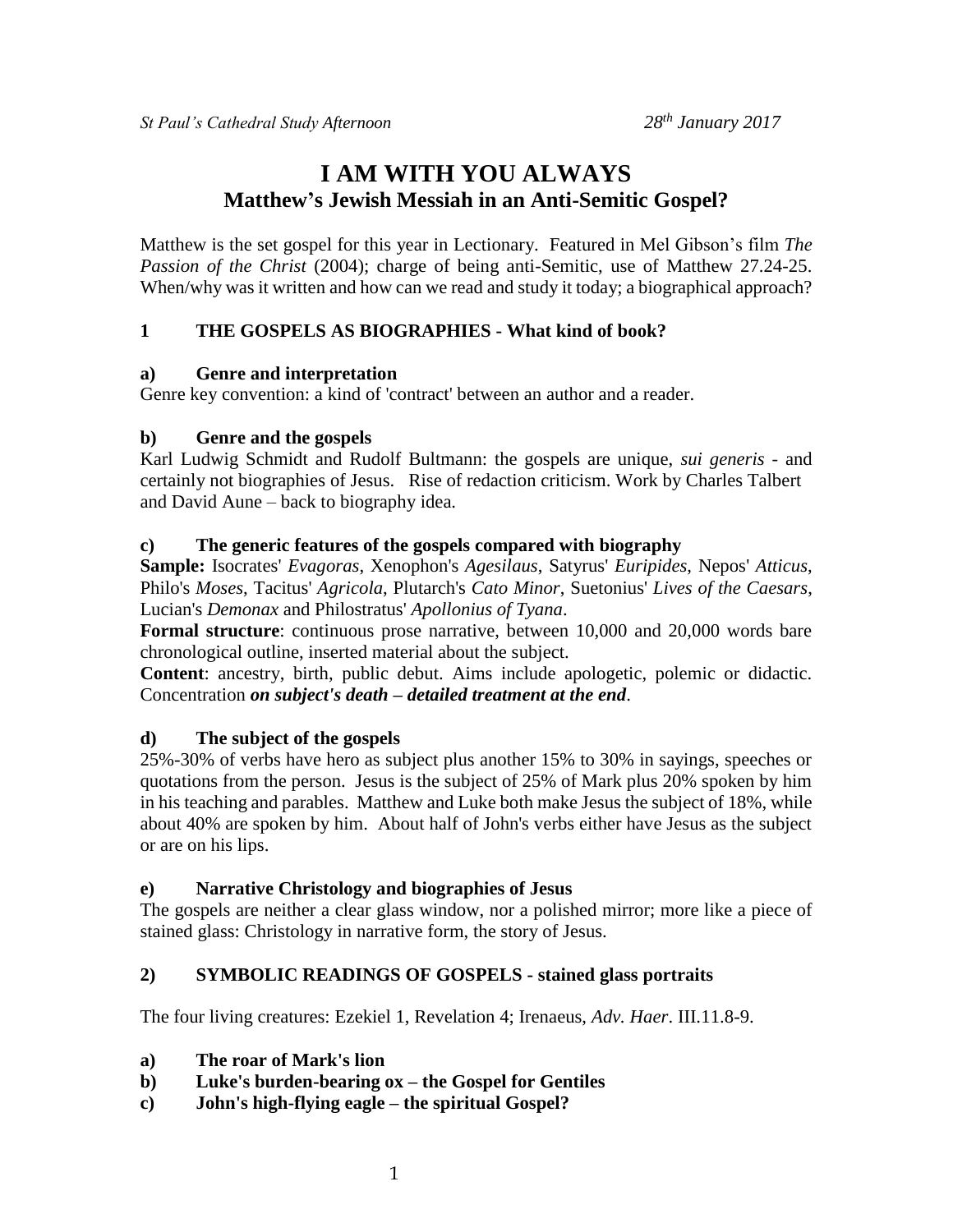*St Paul's Cathedral Study Afternoon* *28th January 2017*

# I AM WITH YOU ALWAYS
## Matthew's Jewish Messiah in an Anti-Semitic Gospel?

Matthew is the set gospel for this year in Lectionary. Featured in Mel Gibson's film *The Passion of the Christ* (2004); charge of being anti-Semitic, use of Matthew 27.24-25. When/why was it written and how can we read and study it today; a biographical approach?

## 1 THE GOSPELS AS BIOGRAPHIES - What kind of book?

### a) Genre and interpretation

Genre key convention: a kind of 'contract' between an author and a reader.

### b) Genre and the gospels

Karl Ludwig Schmidt and Rudolf Bultmann: the gospels are unique, *sui generis* - and certainly not biographies of Jesus. Rise of redaction criticism. Work by Charles Talbert and David Aune – back to biography idea.

### c) The generic features of the gospels compared with biography

**Sample:** Isocrates' *Evagoras*, Xenophon's *Agesilaus*, Satyrus' *Euripides*, Nepos' *Atticus*, Philo's *Moses*, Tacitus' *Agricola*, Plutarch's *Cato Minor*, Suetonius' *Lives of the Caesars*, Lucian's *Demonax* and Philostratus' *Apollonius of Tyana*.

**Formal structure**: continuous prose narrative, between 10,000 and 20,000 words bare chronological outline, inserted material about the subject.

**Content**: ancestry, birth, public debut. Aims include apologetic, polemic or didactic. Concentration ***on subject's death – detailed treatment at the end***.

### d) The subject of the gospels

25%-30% of verbs have hero as subject plus another 15% to 30% in sayings, speeches or quotations from the person. Jesus is the subject of 25% of Mark plus 20% spoken by him in his teaching and parables. Matthew and Luke both make Jesus the subject of 18%, while about 40% are spoken by him. About half of John's verbs either have Jesus as the subject or are on his lips.

### e) Narrative Christology and biographies of Jesus

The gospels are neither a clear glass window, nor a polished mirror; more like a piece of stained glass: Christology in narrative form, the story of Jesus.

## 2) SYMBOLIC READINGS OF GOSPELS - stained glass portraits

The four living creatures: Ezekiel 1, Revelation 4; Irenaeus, *Adv. Haer*. III.11.8-9.

### a) The roar of Mark's lion
### b) Luke's burden-bearing ox – the Gospel for Gentiles
### c) John's high-flying eagle – the spiritual Gospel?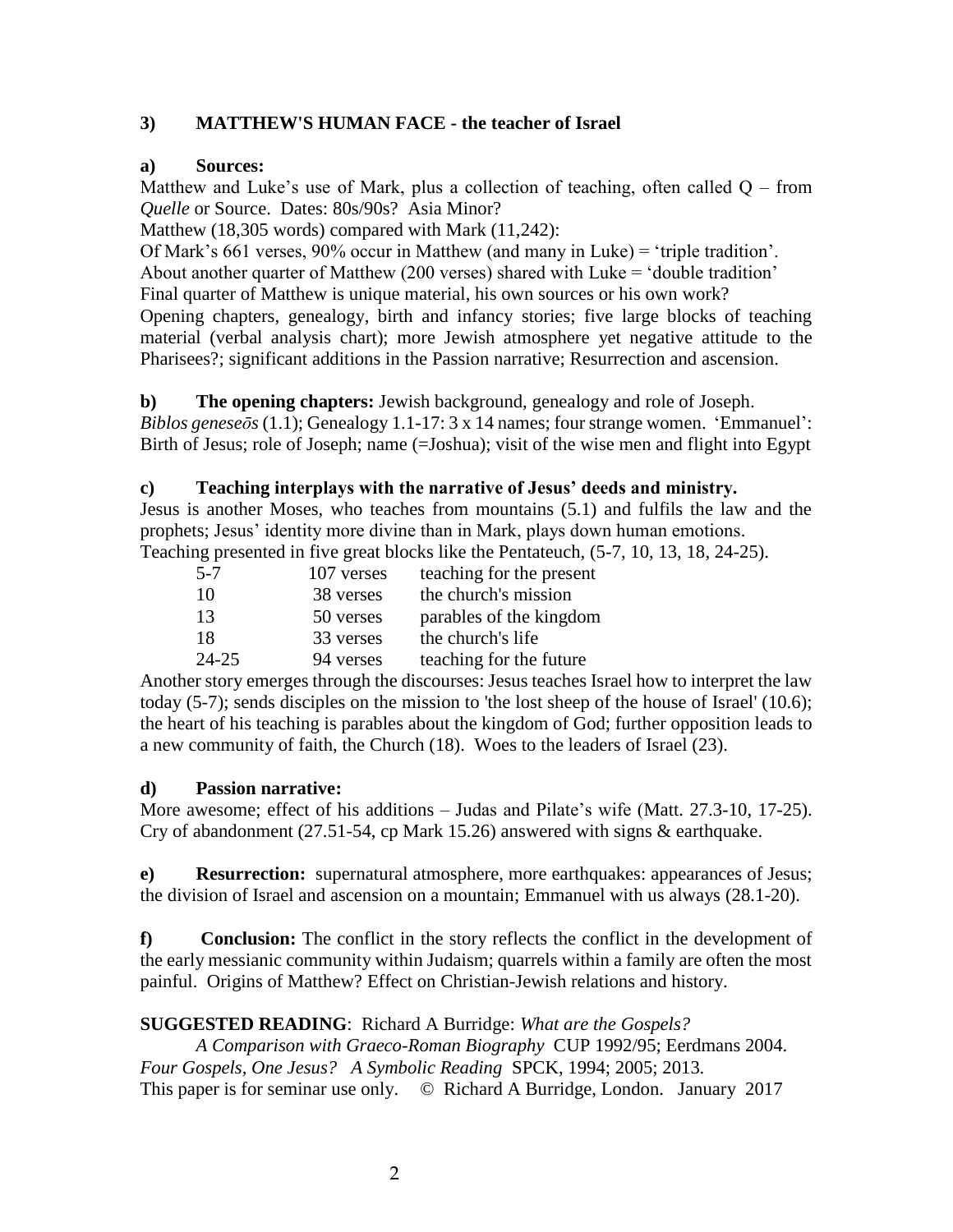## 3) MATTHEW'S HUMAN FACE - the teacher of Israel

### a) Sources:

Matthew and Luke's use of Mark, plus a collection of teaching, often called Q – from *Quelle* or Source. Dates: 80s/90s? Asia Minor?

Matthew (18,305 words) compared with Mark (11,242):

Of Mark's 661 verses, 90% occur in Matthew (and many in Luke) = 'triple tradition'.

About another quarter of Matthew (200 verses) shared with Luke = 'double tradition'

Final quarter of Matthew is unique material, his own sources or his own work?

Opening chapters, genealogy, birth and infancy stories; five large blocks of teaching material (verbal analysis chart); more Jewish atmosphere yet negative attitude to the Pharisees?; significant additions in the Passion narrative; Resurrection and ascension.

### b) The opening chapters: 

Jewish background, genealogy and role of Joseph.

*Biblos geneseōs* (1.1); Genealogy 1.1-17: 3 x 14 names; four strange women. 'Emmanuel': Birth of Jesus; role of Joseph; name (=Joshua); visit of the wise men and flight into Egypt

### c) Teaching interplays with the narrative of Jesus' deeds and ministry.

Jesus is another Moses, who teaches from mountains (5.1) and fulfils the law and the prophets; Jesus' identity more divine than in Mark, plays down human emotions.

Teaching presented in five great blocks like the Pentateuch, (5-7, 10, 13, 18, 24-25).

| | | |
|---|---|---|
| 5-7 | 107 verses | teaching for the present |
| 10 | 38 verses | the church's mission |
| 13 | 50 verses | parables of the kingdom |
| 18 | 33 verses | the church's life |
| 24-25 | 94 verses | teaching for the future |

Another story emerges through the discourses: Jesus teaches Israel how to interpret the law today (5-7); sends disciples on the mission to 'the lost sheep of the house of Israel' (10.6); the heart of his teaching is parables about the kingdom of God; further opposition leads to a new community of faith, the Church (18). Woes to the leaders of Israel (23).

### d) Passion narrative:

More awesome; effect of his additions – Judas and Pilate's wife (Matt. 27.3-10, 17-25). Cry of abandonment (27.51-54, cp Mark 15.26) answered with signs & earthquake.

### e) Resurrection:

supernatural atmosphere, more earthquakes: appearances of Jesus; the division of Israel and ascension on a mountain; Emmanuel with us always (28.1-20).

### f) Conclusion:

The conflict in the story reflects the conflict in the development of the early messianic community within Judaism; quarrels within a family are often the most painful. Origins of Matthew? Effect on Christian-Jewish relations and history.

**SUGGESTED READING**: Richard A Burridge: *What are the Gospels? A Comparison with Graeco-Roman Biography* CUP 1992/95; Eerdmans 2004.

*Four Gospels, One Jesus? A Symbolic Reading* SPCK, 1994; 2005; 2013.

This paper is for seminar use only. © Richard A Burridge, London. January 2017